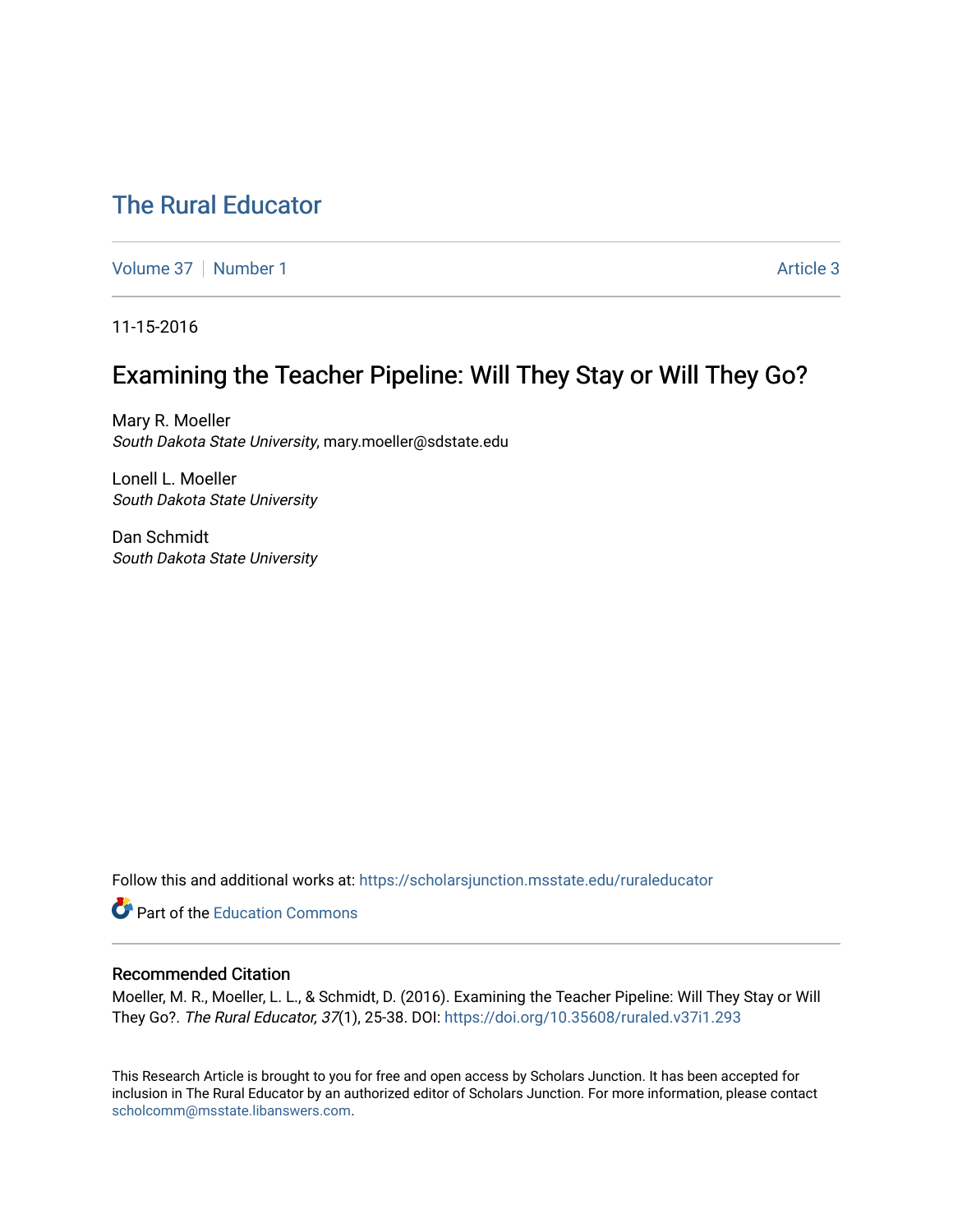# The Rural Educator

Volume 37 | Number 1 | Article 3

11-15-2016

## Examining the Teacher Pipeline: Will They Stay or Will They Go?

Mary R. Moeller
*South Dakota State University*, mary.moeller@sdstate.edu

Lonell L. Moeller
*South Dakota State University*

Dan Schmidt
*South Dakota State University*

Follow this and additional works at: https://scholarsjunction.msstate.edu/ruraleducator

Part of the Education Commons

### Recommended Citation

Moeller, M. R., Moeller, L. L., & Schmidt, D. (2016). Examining the Teacher Pipeline: Will They Stay or Will They Go?. *The Rural Educator, 37*(1), 25-38. DOI: https://doi.org/10.35608/ruraled.v37i1.293

This Research Article is brought to you for free and open access by Scholars Junction. It has been accepted for inclusion in The Rural Educator by an authorized editor of Scholars Junction. For more information, please contact scholcomm@msstate.libanswers.com.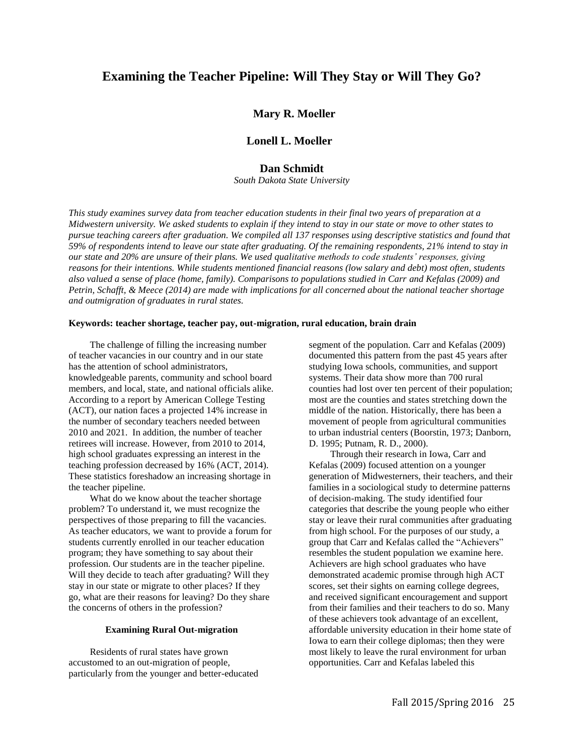# Examining the Teacher Pipeline: Will They Stay or Will They Go?

**Mary R. Moeller**

**Lonell L. Moeller**

**Dan Schmidt**

*South Dakota State University*

*This study examines survey data from teacher education students in their final two years of preparation at a Midwestern university. We asked students to explain if they intend to stay in our state or move to other states to pursue teaching careers after graduation. We compiled all 137 responses using descriptive statistics and found that 59% of respondents intend to leave our state after graduating. Of the remaining respondents, 21% intend to stay in our state and 20% are unsure of their plans. We used qualitative methods to code students' responses, giving reasons for their intentions. While students mentioned financial reasons (low salary and debt) most often, students also valued a sense of place (home, family). Comparisons to populations studied in Carr and Kefalas (2009) and Petrin, Schafft, & Meece (2014) are made with implications for all concerned about the national teacher shortage and outmigration of graduates in rural states.*

**Keywords: teacher shortage, teacher pay, out-migration, rural education, brain drain**

The challenge of filling the increasing number of teacher vacancies in our country and in our state has the attention of school administrators, knowledgeable parents, community and school board members, and local, state, and national officials alike. According to a report by American College Testing (ACT), our nation faces a projected 14% increase in the number of secondary teachers needed between 2010 and 2021. In addition, the number of teacher retirees will increase. However, from 2010 to 2014, high school graduates expressing an interest in the teaching profession decreased by 16% (ACT, 2014). These statistics foreshadow an increasing shortage in the teacher pipeline.

What do we know about the teacher shortage problem? To understand it, we must recognize the perspectives of those preparing to fill the vacancies. As teacher educators, we want to provide a forum for students currently enrolled in our teacher education program; they have something to say about their profession. Our students are in the teacher pipeline. Will they decide to teach after graduating? Will they stay in our state or migrate to other places? If they go, what are their reasons for leaving? Do they share the concerns of others in the profession?

## Examining Rural Out-migration

Residents of rural states have grown accustomed to an out-migration of people, particularly from the younger and better-educated segment of the population. Carr and Kefalas (2009) documented this pattern from the past 45 years after studying Iowa schools, communities, and support systems. Their data show more than 700 rural counties had lost over ten percent of their population; most are the counties and states stretching down the middle of the nation. Historically, there has been a movement of people from agricultural communities to urban industrial centers (Boorstin, 1973; Danborn, D. 1995; Putnam, R. D., 2000).

Through their research in Iowa, Carr and Kefalas (2009) focused attention on a younger generation of Midwesterners, their teachers, and their families in a sociological study to determine patterns of decision-making. The study identified four categories that describe the young people who either stay or leave their rural communities after graduating from high school. For the purposes of our study, a group that Carr and Kefalas called the "Achievers" resembles the student population we examine here. Achievers are high school graduates who have demonstrated academic promise through high ACT scores, set their sights on earning college degrees, and received significant encouragement and support from their families and their teachers to do so. Many of these achievers took advantage of an excellent, affordable university education in their home state of Iowa to earn their college diplomas; then they were most likely to leave the rural environment for urban opportunities. Carr and Kefalas labeled this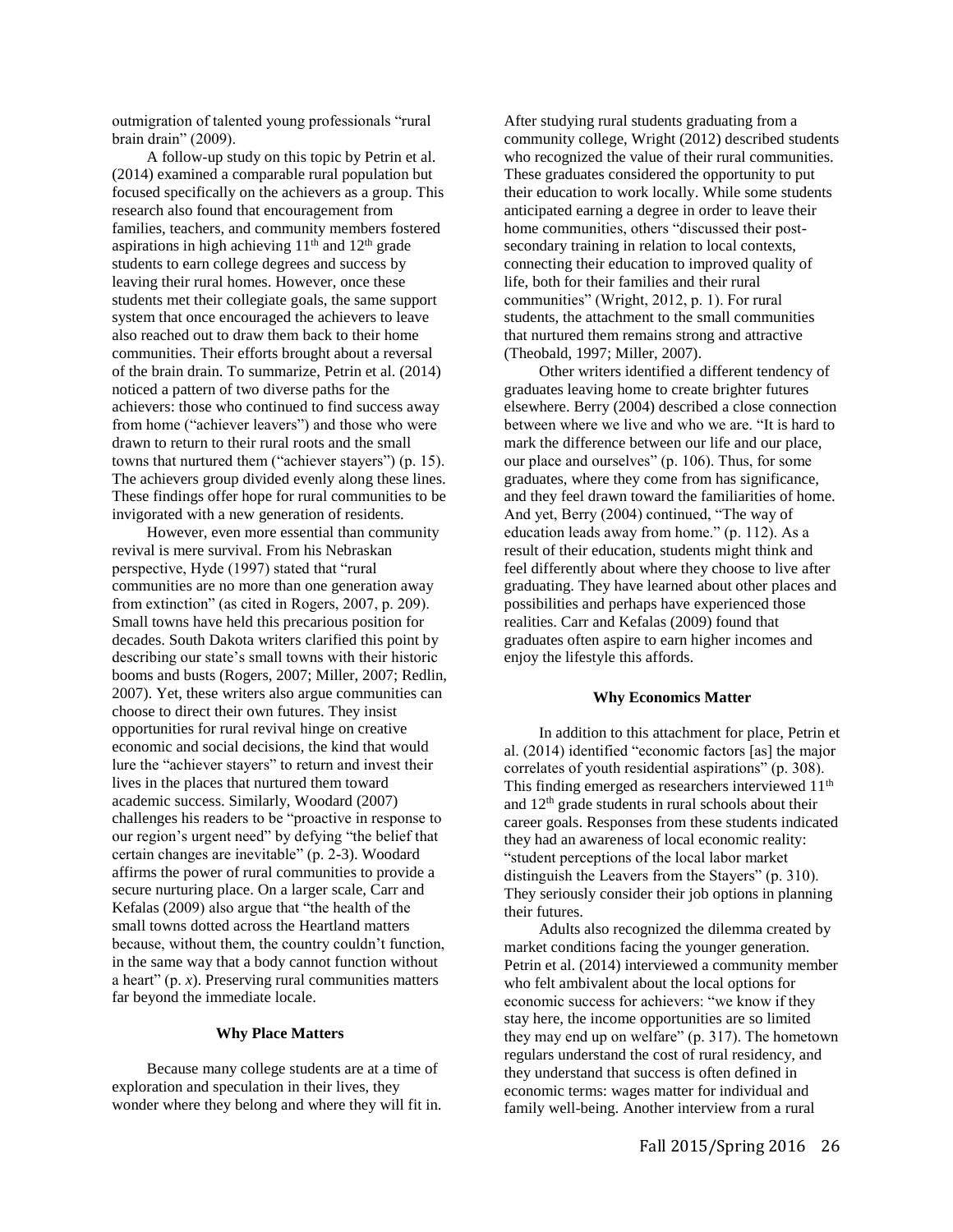outmigration of talented young professionals "rural brain drain" (2009).

A follow-up study on this topic by Petrin et al. (2014) examined a comparable rural population but focused specifically on the achievers as a group. This research also found that encouragement from families, teachers, and community members fostered aspirations in high achieving 11th and 12th grade students to earn college degrees and success by leaving their rural homes. However, once these students met their collegiate goals, the same support system that once encouraged the achievers to leave also reached out to draw them back to their home communities. Their efforts brought about a reversal of the brain drain. To summarize, Petrin et al. (2014) noticed a pattern of two diverse paths for the achievers: those who continued to find success away from home ("achiever leavers") and those who were drawn to return to their rural roots and the small towns that nurtured them ("achiever stayers") (p. 15). The achievers group divided evenly along these lines. These findings offer hope for rural communities to be invigorated with a new generation of residents.

However, even more essential than community revival is mere survival. From his Nebraskan perspective, Hyde (1997) stated that "rural communities are no more than one generation away from extinction" (as cited in Rogers, 2007, p. 209). Small towns have held this precarious position for decades. South Dakota writers clarified this point by describing our state's small towns with their historic booms and busts (Rogers, 2007; Miller, 2007; Redlin, 2007). Yet, these writers also argue communities can choose to direct their own futures. They insist opportunities for rural revival hinge on creative economic and social decisions, the kind that would lure the "achiever stayers" to return and invest their lives in the places that nurtured them toward academic success. Similarly, Woodard (2007) challenges his readers to be "proactive in response to our region's urgent need" by defying "the belief that certain changes are inevitable" (p. 2-3). Woodard affirms the power of rural communities to provide a secure nurturing place. On a larger scale, Carr and Kefalas (2009) also argue that "the health of the small towns dotted across the Heartland matters because, without them, the country couldn't function, in the same way that a body cannot function without a heart" (p. *x*). Preserving rural communities matters far beyond the immediate locale.

### Why Place Matters

Because many college students are at a time of exploration and speculation in their lives, they wonder where they belong and where they will fit in. After studying rural students graduating from a community college, Wright (2012) described students who recognized the value of their rural communities. These graduates considered the opportunity to put their education to work locally. While some students anticipated earning a degree in order to leave their home communities, others "discussed their post-secondary training in relation to local contexts, connecting their education to improved quality of life, both for their families and their rural communities" (Wright, 2012, p. 1). For rural students, the attachment to the small communities that nurtured them remains strong and attractive (Theobald, 1997; Miller, 2007).

Other writers identified a different tendency of graduates leaving home to create brighter futures elsewhere. Berry (2004) described a close connection between where we live and who we are. "It is hard to mark the difference between our life and our place, our place and ourselves" (p. 106). Thus, for some graduates, where they come from has significance, and they feel drawn toward the familiarities of home. And yet, Berry (2004) continued, "The way of education leads away from home." (p. 112). As a result of their education, students might think and feel differently about where they choose to live after graduating. They have learned about other places and possibilities and perhaps have experienced those realities. Carr and Kefalas (2009) found that graduates often aspire to earn higher incomes and enjoy the lifestyle this affords.

### Why Economics Matter

In addition to this attachment for place, Petrin et al. (2014) identified "economic factors [as] the major correlates of youth residential aspirations" (p. 308). This finding emerged as researchers interviewed 11th and 12th grade students in rural schools about their career goals. Responses from these students indicated they had an awareness of local economic reality: "student perceptions of the local labor market distinguish the Leavers from the Stayers" (p. 310). They seriously consider their job options in planning their futures.

Adults also recognized the dilemma created by market conditions facing the younger generation. Petrin et al. (2014) interviewed a community member who felt ambivalent about the local options for economic success for achievers: "we know if they stay here, the income opportunities are so limited they may end up on welfare" (p. 317). The hometown regulars understand the cost of rural residency, and they understand that success is often defined in economic terms: wages matter for individual and family well-being. Another interview from a rural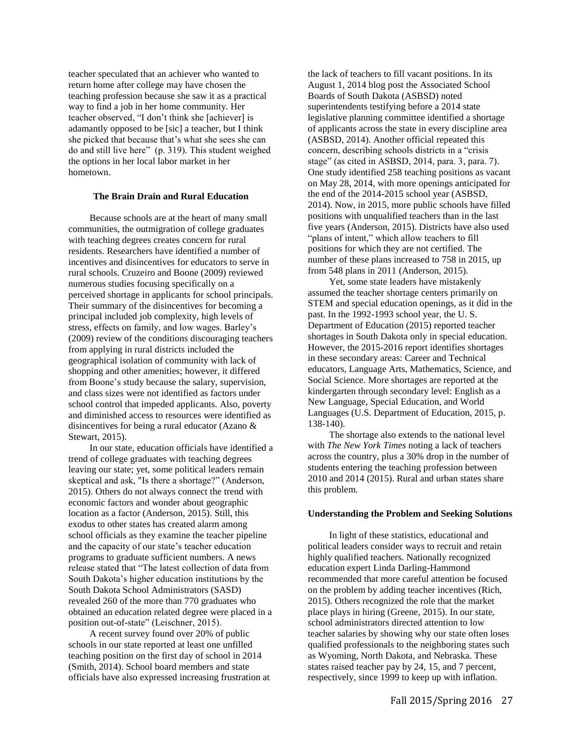teacher speculated that an achiever who wanted to return home after college may have chosen the teaching profession because she saw it as a practical way to find a job in her home community. Her teacher observed, "I don't think she [achiever] is adamantly opposed to be [sic] a teacher, but I think she picked that because that's what she sees she can do and still live here" (p. 319). This student weighed the options in her local labor market in her hometown.

**The Brain Drain and Rural Education**

Because schools are at the heart of many small communities, the outmigration of college graduates with teaching degrees creates concern for rural residents. Researchers have identified a number of incentives and disincentives for educators to serve in rural schools. Cruzeiro and Boone (2009) reviewed numerous studies focusing specifically on a perceived shortage in applicants for school principals. Their summary of the disincentives for becoming a principal included job complexity, high levels of stress, effects on family, and low wages. Barley's (2009) review of the conditions discouraging teachers from applying in rural districts included the geographical isolation of community with lack of shopping and other amenities; however, it differed from Boone's study because the salary, supervision, and class sizes were not identified as factors under school control that impeded applicants. Also, poverty and diminished access to resources were identified as disincentives for being a rural educator (Azano & Stewart, 2015).

In our state, education officials have identified a trend of college graduates with teaching degrees leaving our state; yet, some political leaders remain skeptical and ask, "Is there a shortage?" (Anderson, 2015). Others do not always connect the trend with economic factors and wonder about geographic location as a factor (Anderson, 2015). Still, this exodus to other states has created alarm among school officials as they examine the teacher pipeline and the capacity of our state's teacher education programs to graduate sufficient numbers. A news release stated that "The latest collection of data from South Dakota's higher education institutions by the South Dakota School Administrators (SASD) revealed 260 of the more than 770 graduates who obtained an education related degree were placed in a position out-of-state" (Leischner, 2015).

A recent survey found over 20% of public schools in our state reported at least one unfilled teaching position on the first day of school in 2014 (Smith, 2014). School board members and state officials have also expressed increasing frustration at the lack of teachers to fill vacant positions. In its August 1, 2014 blog post the Associated School Boards of South Dakota (ASBSD) noted superintendents testifying before a 2014 state legislative planning committee identified a shortage of applicants across the state in every discipline area (ASBSD, 2014). Another official repeated this concern, describing schools districts in a "crisis stage" (as cited in ASBSD, 2014, para. 3, para. 7). One study identified 258 teaching positions as vacant on May 28, 2014, with more openings anticipated for the end of the 2014-2015 school year (ASBSD, 2014). Now, in 2015, more public schools have filled positions with unqualified teachers than in the last five years (Anderson, 2015). Districts have also used "plans of intent," which allow teachers to fill positions for which they are not certified. The number of these plans increased to 758 in 2015, up from 548 plans in 2011 (Anderson, 2015).

Yet, some state leaders have mistakenly assumed the teacher shortage centers primarily on STEM and special education openings, as it did in the past. In the 1992-1993 school year, the U. S. Department of Education (2015) reported teacher shortages in South Dakota only in special education. However, the 2015-2016 report identifies shortages in these secondary areas: Career and Technical educators, Language Arts, Mathematics, Science, and Social Science. More shortages are reported at the kindergarten through secondary level: English as a New Language, Special Education, and World Languages (U.S. Department of Education, 2015, p. 138-140).

The shortage also extends to the national level with *The New York Times* noting a lack of teachers across the country, plus a 30% drop in the number of students entering the teaching profession between 2010 and 2014 (2015). Rural and urban states share this problem.

**Understanding the Problem and Seeking Solutions**

In light of these statistics, educational and political leaders consider ways to recruit and retain highly qualified teachers. Nationally recognized education expert Linda Darling-Hammond recommended that more careful attention be focused on the problem by adding teacher incentives (Rich, 2015). Others recognized the role that the market place plays in hiring (Greene, 2015). In our state, school administrators directed attention to low teacher salaries by showing why our state often loses qualified professionals to the neighboring states such as Wyoming, North Dakota, and Nebraska. These states raised teacher pay by 24, 15, and 7 percent, respectively, since 1999 to keep up with inflation.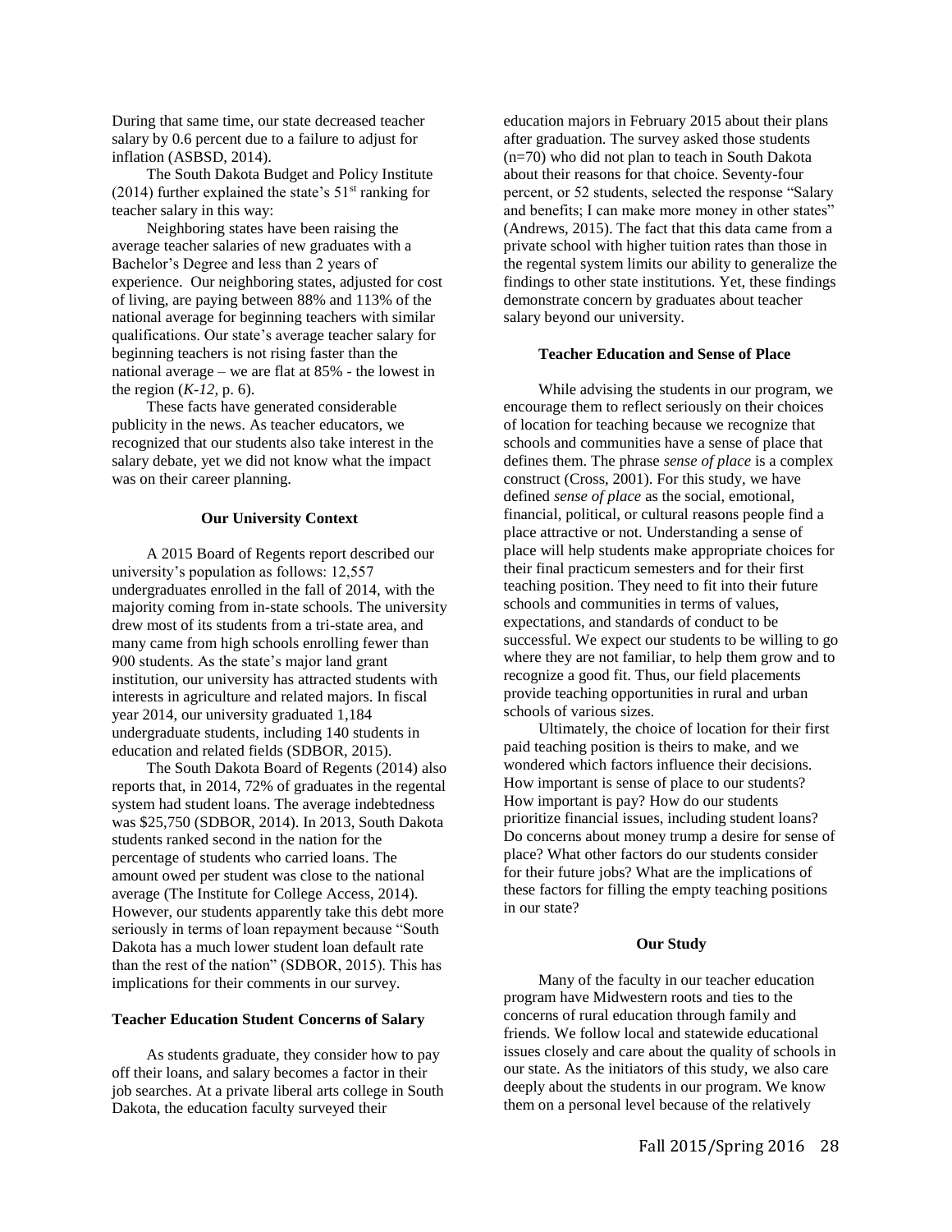During that same time, our state decreased teacher salary by 0.6 percent due to a failure to adjust for inflation (ASBSD, 2014).

The South Dakota Budget and Policy Institute (2014) further explained the state's 51st ranking for teacher salary in this way:

> Neighboring states have been raising the average teacher salaries of new graduates with a Bachelor's Degree and less than 2 years of experience. Our neighboring states, adjusted for cost of living, are paying between 88% and 113% of the national average for beginning teachers with similar qualifications. Our state's average teacher salary for beginning teachers is not rising faster than the national average – we are flat at 85% - the lowest in the region (*K-12*, p. 6).

These facts have generated considerable publicity in the news. As teacher educators, we recognized that our students also take interest in the salary debate, yet we did not know what the impact was on their career planning.

### Our University Context

A 2015 Board of Regents report described our university's population as follows: 12,557 undergraduates enrolled in the fall of 2014, with the majority coming from in-state schools. The university drew most of its students from a tri-state area, and many came from high schools enrolling fewer than 900 students. As the state's major land grant institution, our university has attracted students with interests in agriculture and related majors. In fiscal year 2014, our university graduated 1,184 undergraduate students, including 140 students in education and related fields (SDBOR, 2015).

The South Dakota Board of Regents (2014) also reports that, in 2014, 72% of graduates in the regental system had student loans. The average indebtedness was $25,750 (SDBOR, 2014). In 2013, South Dakota students ranked second in the nation for the percentage of students who carried loans. The amount owed per student was close to the national average (The Institute for College Access, 2014). However, our students apparently take this debt more seriously in terms of loan repayment because "South Dakota has a much lower student loan default rate than the rest of the nation" (SDBOR, 2015). This has implications for their comments in our survey.

### Teacher Education Student Concerns of Salary

As students graduate, they consider how to pay off their loans, and salary becomes a factor in their job searches. At a private liberal arts college in South Dakota, the education faculty surveyed their education majors in February 2015 about their plans after graduation. The survey asked those students (n=70) who did not plan to teach in South Dakota about their reasons for that choice. Seventy-four percent, or 52 students, selected the response "Salary and benefits; I can make more money in other states" (Andrews, 2015). The fact that this data came from a private school with higher tuition rates than those in the regental system limits our ability to generalize the findings to other state institutions. Yet, these findings demonstrate concern by graduates about teacher salary beyond our university.

### Teacher Education and Sense of Place

While advising the students in our program, we encourage them to reflect seriously on their choices of location for teaching because we recognize that schools and communities have a sense of place that defines them. The phrase *sense of place* is a complex construct (Cross, 2001). For this study, we have defined *sense of place* as the social, emotional, financial, political, or cultural reasons people find a place attractive or not. Understanding a sense of place will help students make appropriate choices for their final practicum semesters and for their first teaching position. They need to fit into their future schools and communities in terms of values, expectations, and standards of conduct to be successful. We expect our students to be willing to go where they are not familiar, to help them grow and to recognize a good fit. Thus, our field placements provide teaching opportunities in rural and urban schools of various sizes.

Ultimately, the choice of location for their first paid teaching position is theirs to make, and we wondered which factors influence their decisions. How important is sense of place to our students? How important is pay? How do our students prioritize financial issues, including student loans? Do concerns about money trump a desire for sense of place? What other factors do our students consider for their future jobs? What are the implications of these factors for filling the empty teaching positions in our state?

### Our Study

Many of the faculty in our teacher education program have Midwestern roots and ties to the concerns of rural education through family and friends. We follow local and statewide educational issues closely and care about the quality of schools in our state. As the initiators of this study, we also care deeply about the students in our program. We know them on a personal level because of the relatively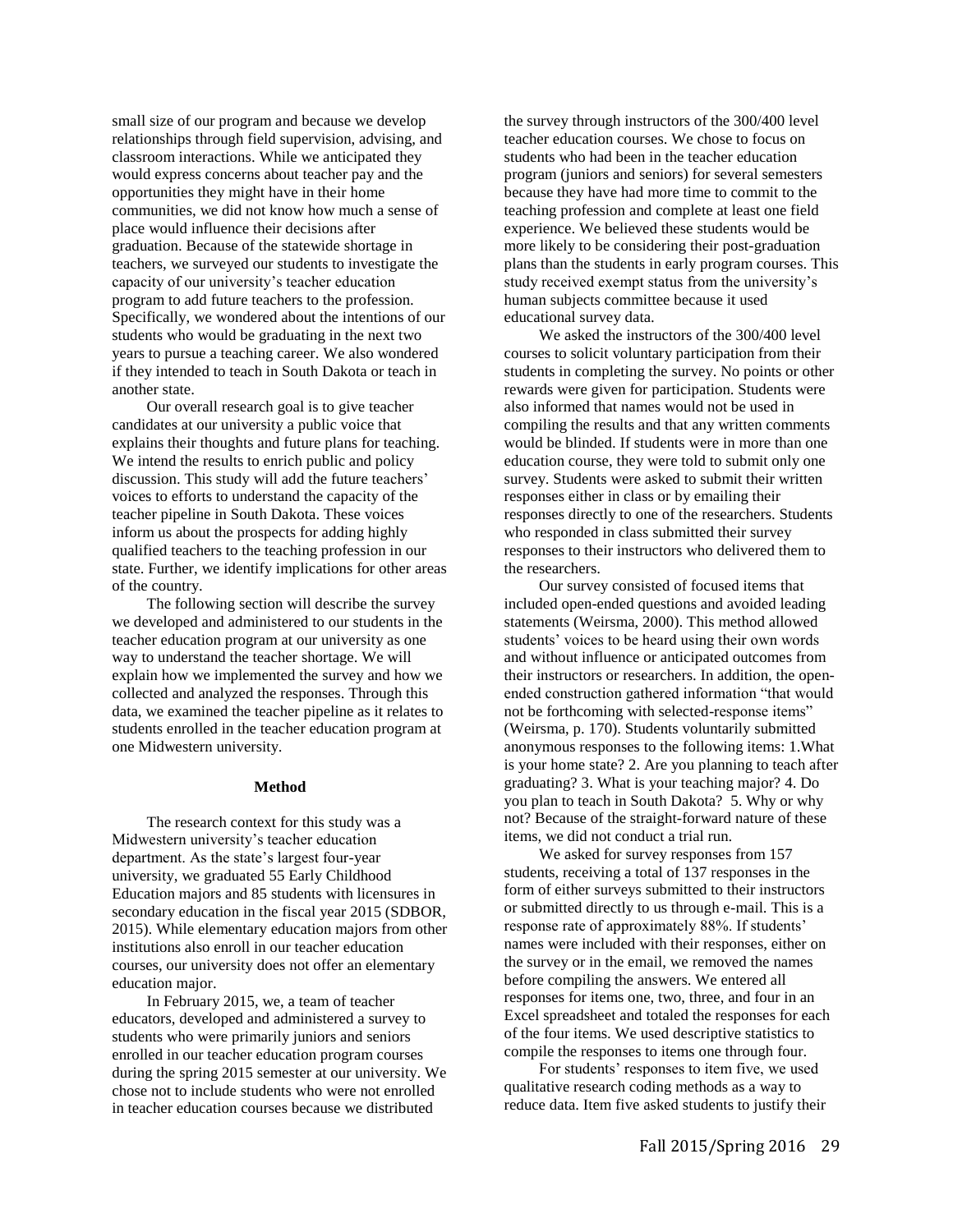small size of our program and because we develop relationships through field supervision, advising, and classroom interactions. While we anticipated they would express concerns about teacher pay and the opportunities they might have in their home communities, we did not know how much a sense of place would influence their decisions after graduation. Because of the statewide shortage in teachers, we surveyed our students to investigate the capacity of our university's teacher education program to add future teachers to the profession. Specifically, we wondered about the intentions of our students who would be graduating in the next two years to pursue a teaching career. We also wondered if they intended to teach in South Dakota or teach in another state.

Our overall research goal is to give teacher candidates at our university a public voice that explains their thoughts and future plans for teaching. We intend the results to enrich public and policy discussion. This study will add the future teachers' voices to efforts to understand the capacity of the teacher pipeline in South Dakota. These voices inform us about the prospects for adding highly qualified teachers to the teaching profession in our state. Further, we identify implications for other areas of the country.

The following section will describe the survey we developed and administered to our students in the teacher education program at our university as one way to understand the teacher shortage. We will explain how we implemented the survey and how we collected and analyzed the responses. Through this data, we examined the teacher pipeline as it relates to students enrolled in the teacher education program at one Midwestern university.

## Method

The research context for this study was a Midwestern university's teacher education department. As the state's largest four-year university, we graduated 55 Early Childhood Education majors and 85 students with licensures in secondary education in the fiscal year 2015 (SDBOR, 2015). While elementary education majors from other institutions also enroll in our teacher education courses, our university does not offer an elementary education major.

In February 2015, we, a team of teacher educators, developed and administered a survey to students who were primarily juniors and seniors enrolled in our teacher education program courses during the spring 2015 semester at our university. We chose not to include students who were not enrolled in teacher education courses because we distributed the survey through instructors of the 300/400 level teacher education courses. We chose to focus on students who had been in the teacher education program (juniors and seniors) for several semesters because they have had more time to commit to the teaching profession and complete at least one field experience. We believed these students would be more likely to be considering their post-graduation plans than the students in early program courses. This study received exempt status from the university's human subjects committee because it used educational survey data.

We asked the instructors of the 300/400 level courses to solicit voluntary participation from their students in completing the survey. No points or other rewards were given for participation. Students were also informed that names would not be used in compiling the results and that any written comments would be blinded. If students were in more than one education course, they were told to submit only one survey. Students were asked to submit their written responses either in class or by emailing their responses directly to one of the researchers. Students who responded in class submitted their survey responses to their instructors who delivered them to the researchers.

Our survey consisted of focused items that included open-ended questions and avoided leading statements (Weirsma, 2000). This method allowed students' voices to be heard using their own words and without influence or anticipated outcomes from their instructors or researchers. In addition, the open-ended construction gathered information "that would not be forthcoming with selected-response items" (Weirsma, p. 170). Students voluntarily submitted anonymous responses to the following items: 1.What is your home state? 2. Are you planning to teach after graduating? 3. What is your teaching major? 4. Do you plan to teach in South Dakota? 5. Why or why not? Because of the straight-forward nature of these items, we did not conduct a trial run.

We asked for survey responses from 157 students, receiving a total of 137 responses in the form of either surveys submitted to their instructors or submitted directly to us through e-mail. This is a response rate of approximately 88%. If students' names were included with their responses, either on the survey or in the email, we removed the names before compiling the answers. We entered all responses for items one, two, three, and four in an Excel spreadsheet and totaled the responses for each of the four items. We used descriptive statistics to compile the responses to items one through four.

For students' responses to item five, we used qualitative research coding methods as a way to reduce data. Item five asked students to justify their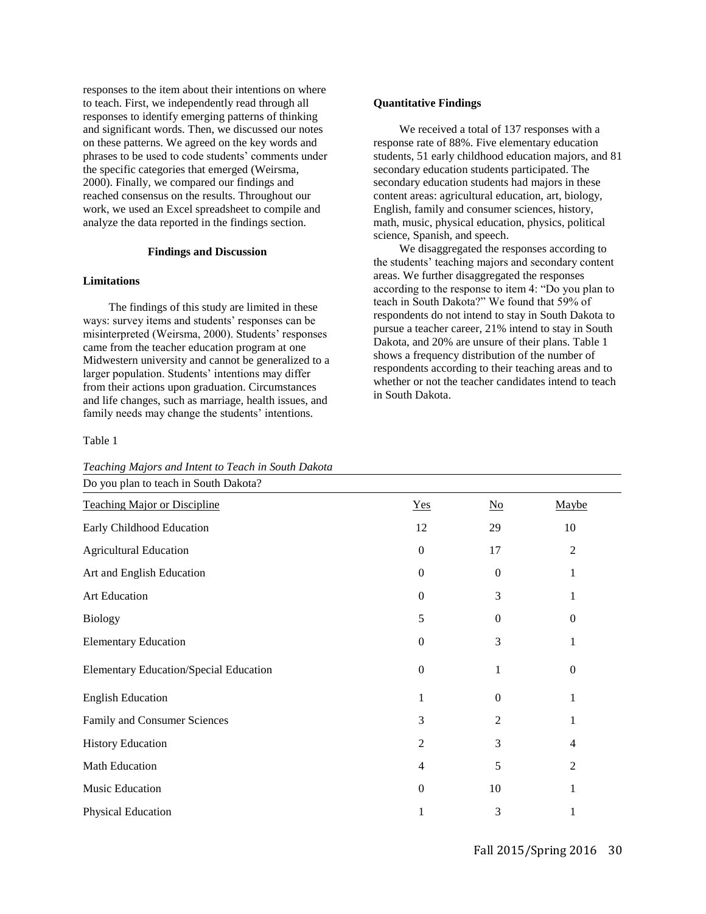responses to the item about their intentions on where to teach. First, we independently read through all responses to identify emerging patterns of thinking and significant words. Then, we discussed our notes on these patterns. We agreed on the key words and phrases to be used to code students' comments under the specific categories that emerged (Weirsma, 2000). Finally, we compared our findings and reached consensus on the results. Throughout our work, we used an Excel spreadsheet to compile and analyze the data reported in the findings section.

## Findings and Discussion

### Limitations

The findings of this study are limited in these ways: survey items and students' responses can be misinterpreted (Weirsma, 2000). Students' responses came from the teacher education program at one Midwestern university and cannot be generalized to a larger population. Students' intentions may differ from their actions upon graduation. Circumstances and life changes, such as marriage, health issues, and family needs may change the students' intentions.

### Quantitative Findings

We received a total of 137 responses with a response rate of 88%. Five elementary education students, 51 early childhood education majors, and 81 secondary education students participated. The secondary education students had majors in these content areas: agricultural education, art, biology, English, family and consumer sciences, history, math, music, physical education, physics, political science, Spanish, and speech.

We disaggregated the responses according to the students' teaching majors and secondary content areas. We further disaggregated the responses according to the response to item 4: "Do you plan to teach in South Dakota?" We found that 59% of respondents do not intend to stay in South Dakota to pursue a teacher career, 21% intend to stay in South Dakota, and 20% are unsure of their plans. Table 1 shows a frequency distribution of the number of respondents according to their teaching areas and to whether or not the teacher candidates intend to teach in South Dakota.

Table 1

*Teaching Majors and Intent to Teach in South Dakota*

| Do you plan to teach in South Dakota? | | | |
|---|---|---|---|
| Teaching Major or Discipline | Yes | No | Maybe |
| Early Childhood Education | 12 | 29 | 10 |
| Agricultural Education | 0 | 17 | 2 |
| Art and English Education | 0 | 0 | 1 |
| Art Education | 0 | 3 | 1 |
| Biology | 5 | 0 | 0 |
| Elementary Education | 0 | 3 | 1 |
| Elementary Education/Special Education | 0 | 1 | 0 |
| English Education | 1 | 0 | 1 |
| Family and Consumer Sciences | 3 | 2 | 1 |
| History Education | 2 | 3 | 4 |
| Math Education | 4 | 5 | 2 |
| Music Education | 0 | 10 | 1 |
| Physical Education | 1 | 3 | 1 |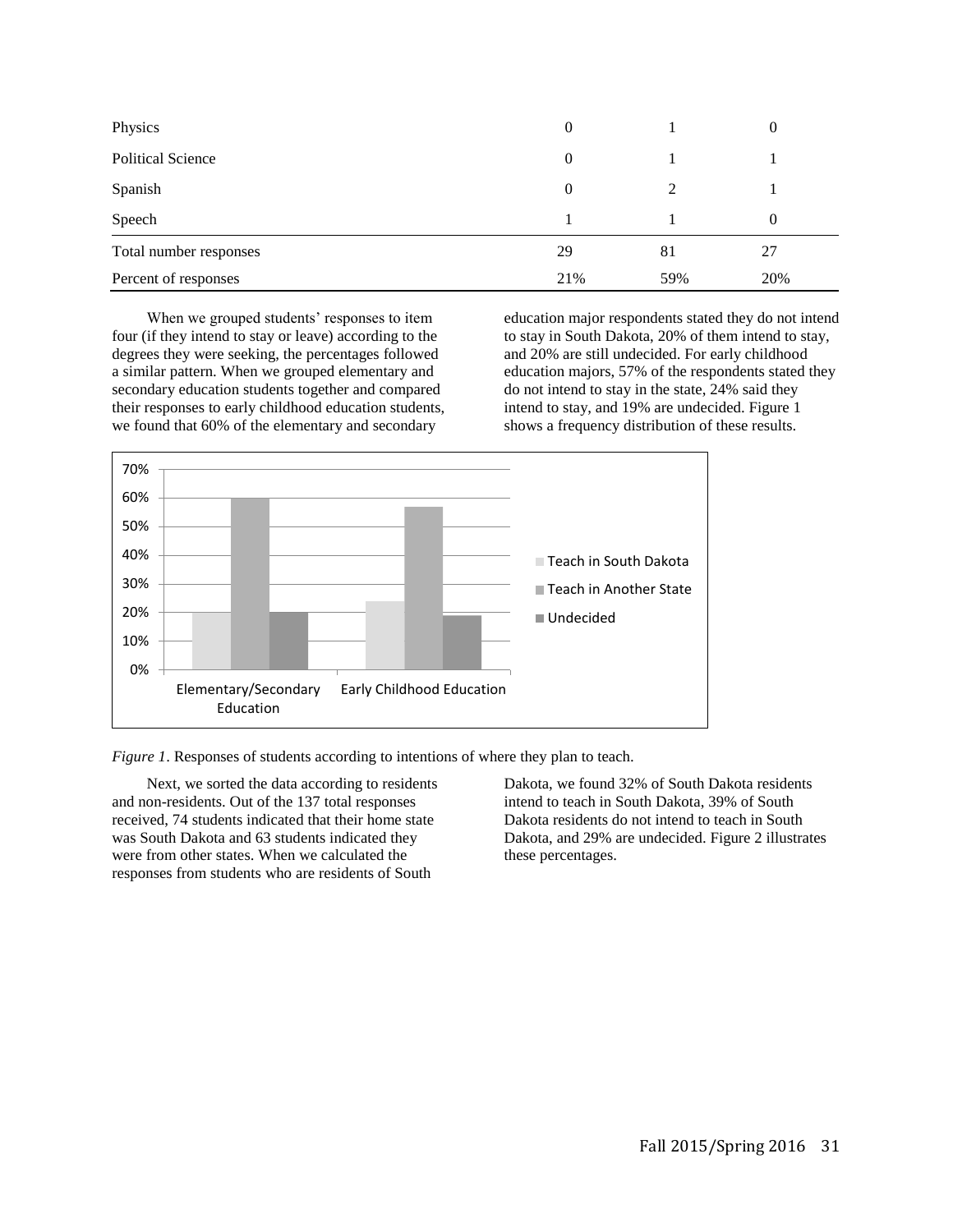| | | | |
|---|---|---|---|
| Physics | 0 | 1 | 0 |
| Political Science | 0 | 1 | 1 |
| Spanish | 0 | 2 | 1 |
| Speech | 1 | 1 | 0 |
| Total number responses | 29 | 81 | 27 |
| Percent of responses | 21% | 59% | 20% |

When we grouped students' responses to item four (if they intend to stay or leave) according to the degrees they were seeking, the percentages followed a similar pattern. When we grouped elementary and secondary education students together and compared their responses to early childhood education students, we found that 60% of the elementary and secondary education major respondents stated they do not intend to stay in South Dakota, 20% of them intend to stay, and 20% are still undecided. For early childhood education majors, 57% of the respondents stated they do not intend to stay in the state, 24% said they intend to stay, and 19% are undecided. Figure 1 shows a frequency distribution of these results.

*Figure 1*. Responses of students according to intentions of where they plan to teach.

Next, we sorted the data according to residents and non-residents. Out of the 137 total responses received, 74 students indicated that their home state was South Dakota and 63 students indicated they were from other states. When we calculated the responses from students who are residents of South Dakota, we found 32% of South Dakota residents intend to teach in South Dakota, 39% of South Dakota residents do not intend to teach in South Dakota, and 29% are undecided. Figure 2 illustrates these percentages.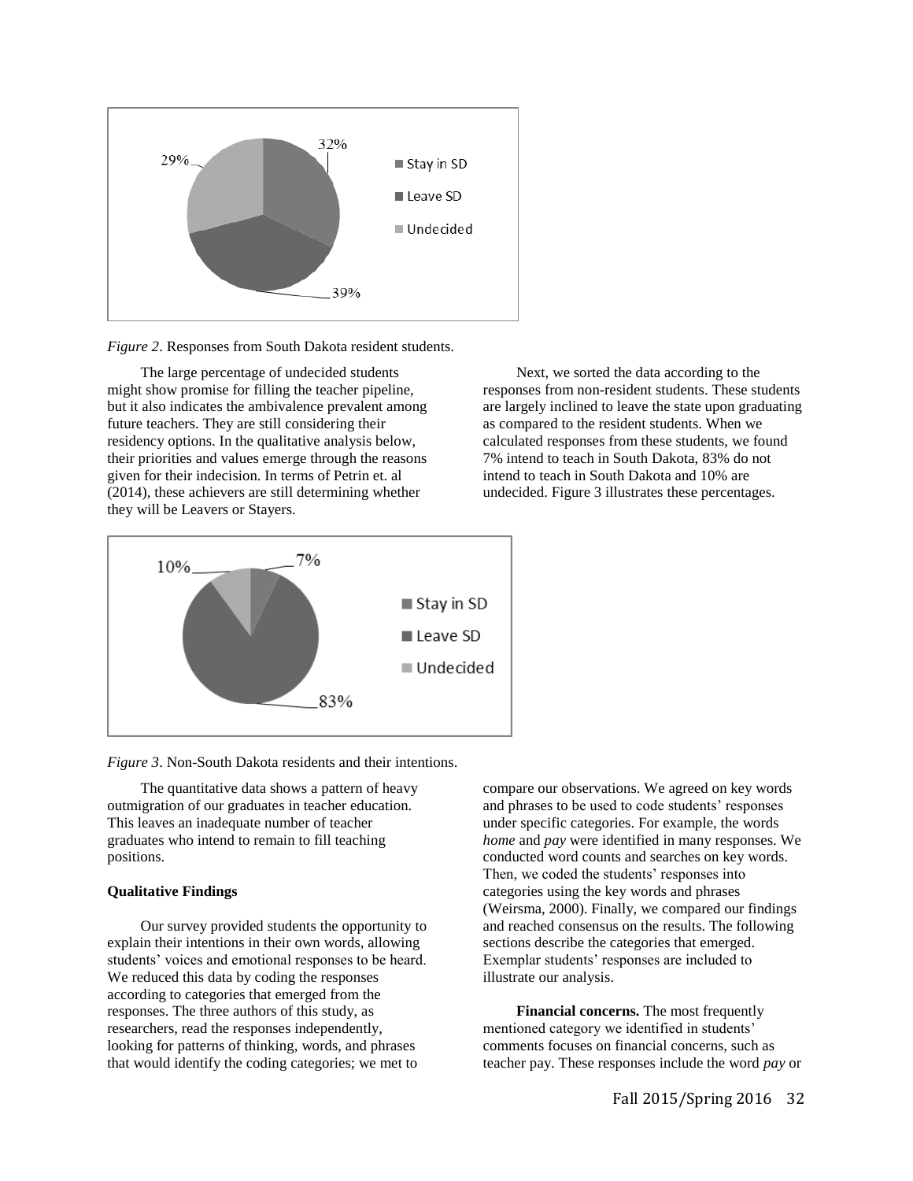*Figure 2*. Responses from South Dakota resident students.

The large percentage of undecided students might show promise for filling the teacher pipeline, but it also indicates the ambivalence prevalent among future teachers. They are still considering their residency options. In the qualitative analysis below, their priorities and values emerge through the reasons given for their indecision. In terms of Petrin et. al (2014), these achievers are still determining whether they will be Leavers or Stayers.

Next, we sorted the data according to the responses from non-resident students. These students are largely inclined to leave the state upon graduating as compared to the resident students. When we calculated responses from these students, we found 7% intend to teach in South Dakota, 83% do not intend to teach in South Dakota and 10% are undecided. Figure 3 illustrates these percentages.

*Figure 3*. Non-South Dakota residents and their intentions.

The quantitative data shows a pattern of heavy outmigration of our graduates in teacher education. This leaves an inadequate number of teacher graduates who intend to remain to fill teaching positions.

**Qualitative Findings**

Our survey provided students the opportunity to explain their intentions in their own words, allowing students' voices and emotional responses to be heard. We reduced this data by coding the responses according to categories that emerged from the responses. The three authors of this study, as researchers, read the responses independently, looking for patterns of thinking, words, and phrases that would identify the coding categories; we met to compare our observations. We agreed on key words and phrases to be used to code students' responses under specific categories. For example, the words *home* and *pay* were identified in many responses. We conducted word counts and searches on key words. Then, we coded the students' responses into categories using the key words and phrases (Weirsma, 2000). Finally, we compared our findings and reached consensus on the results. The following sections describe the categories that emerged. Exemplar students' responses are included to illustrate our analysis.

**Financial concerns.** The most frequently mentioned category we identified in students' comments focuses on financial concerns, such as teacher pay. These responses include the word *pay* or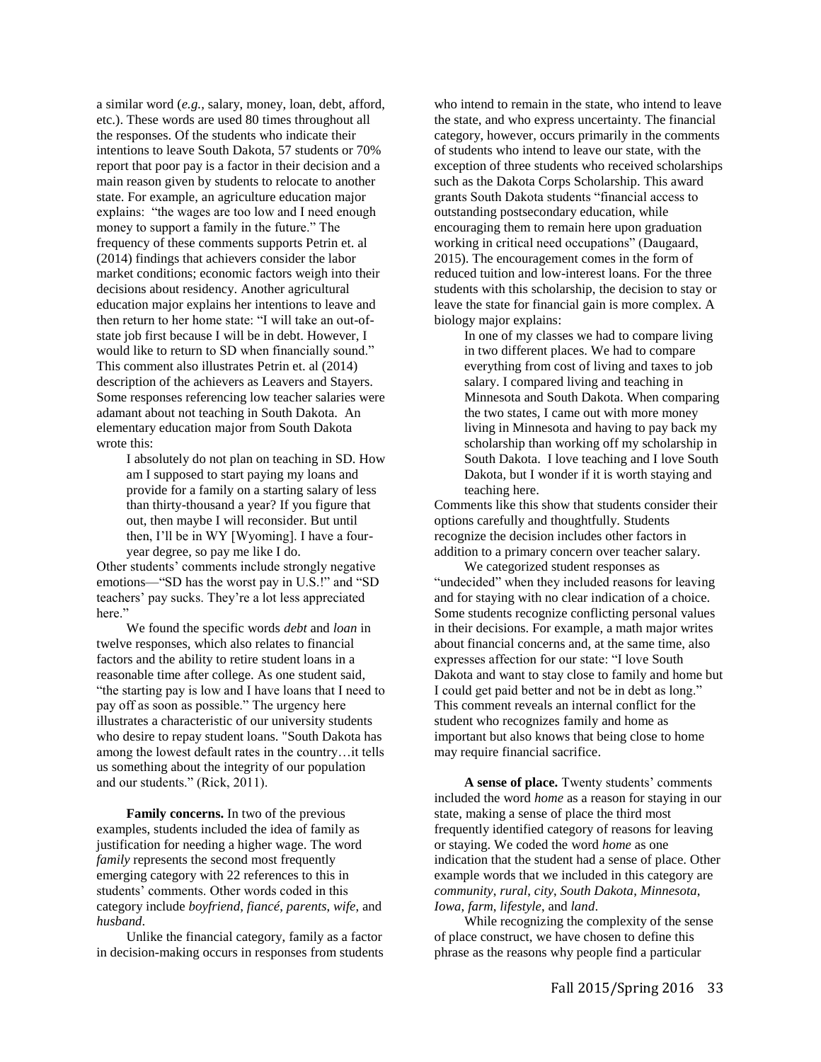a similar word (*e.g.*, salary, money, loan, debt, afford, etc.). These words are used 80 times throughout all the responses. Of the students who indicate their intentions to leave South Dakota, 57 students or 70% report that poor pay is a factor in their decision and a main reason given by students to relocate to another state. For example, an agriculture education major explains: "the wages are too low and I need enough money to support a family in the future." The frequency of these comments supports Petrin et. al (2014) findings that achievers consider the labor market conditions; economic factors weigh into their decisions about residency. Another agricultural education major explains her intentions to leave and then return to her home state: "I will take an out-of-state job first because I will be in debt. However, I would like to return to SD when financially sound." This comment also illustrates Petrin et. al (2014) description of the achievers as Leavers and Stayers. Some responses referencing low teacher salaries were adamant about not teaching in South Dakota. An elementary education major from South Dakota wrote this:

> I absolutely do not plan on teaching in SD. How am I supposed to start paying my loans and provide for a family on a starting salary of less than thirty-thousand a year? If you figure that out, then maybe I will reconsider. But until then, I'll be in WY [Wyoming]. I have a four-year degree, so pay me like I do.

Other students' comments include strongly negative emotions—"SD has the worst pay in U.S.!" and "SD teachers' pay sucks. They're a lot less appreciated here."

We found the specific words *debt* and *loan* in twelve responses, which also relates to financial factors and the ability to retire student loans in a reasonable time after college. As one student said, "the starting pay is low and I have loans that I need to pay off as soon as possible." The urgency here illustrates a characteristic of our university students who desire to repay student loans. "South Dakota has among the lowest default rates in the country…it tells us something about the integrity of our population and our students." (Rick, 2011).

**Family concerns.** In two of the previous examples, students included the idea of family as justification for needing a higher wage. The word *family* represents the second most frequently emerging category with 22 references to this in students' comments. Other words coded in this category include *boyfriend*, *fiancé*, *parents*, *wife*, and *husband*.

Unlike the financial category, family as a factor in decision-making occurs in responses from students who intend to remain in the state, who intend to leave the state, and who express uncertainty. The financial category, however, occurs primarily in the comments of students who intend to leave our state, with the exception of three students who received scholarships such as the Dakota Corps Scholarship. This award grants South Dakota students "financial access to outstanding postsecondary education, while encouraging them to remain here upon graduation working in critical need occupations" (Daugaard, 2015). The encouragement comes in the form of reduced tuition and low-interest loans. For the three students with this scholarship, the decision to stay or leave the state for financial gain is more complex. A biology major explains:

> In one of my classes we had to compare living in two different places. We had to compare everything from cost of living and taxes to job salary. I compared living and teaching in Minnesota and South Dakota. When comparing the two states, I came out with more money living in Minnesota and having to pay back my scholarship than working off my scholarship in South Dakota. I love teaching and I love South Dakota, but I wonder if it is worth staying and teaching here.

Comments like this show that students consider their options carefully and thoughtfully. Students recognize the decision includes other factors in addition to a primary concern over teacher salary.

We categorized student responses as "undecided" when they included reasons for leaving and for staying with no clear indication of a choice. Some students recognize conflicting personal values in their decisions. For example, a math major writes about financial concerns and, at the same time, also expresses affection for our state: "I love South Dakota and want to stay close to family and home but I could get paid better and not be in debt as long." This comment reveals an internal conflict for the student who recognizes family and home as important but also knows that being close to home may require financial sacrifice.

**A sense of place.** Twenty students' comments included the word *home* as a reason for staying in our state, making a sense of place the third most frequently identified category of reasons for leaving or staying. We coded the word *home* as one indication that the student had a sense of place. Other example words that we included in this category are *community*, *rural*, *city*, *South Dakota*, *Minnesota*, *Iowa*, *farm*, *lifestyle*, and *land*.

While recognizing the complexity of the sense of place construct, we have chosen to define this phrase as the reasons why people find a particular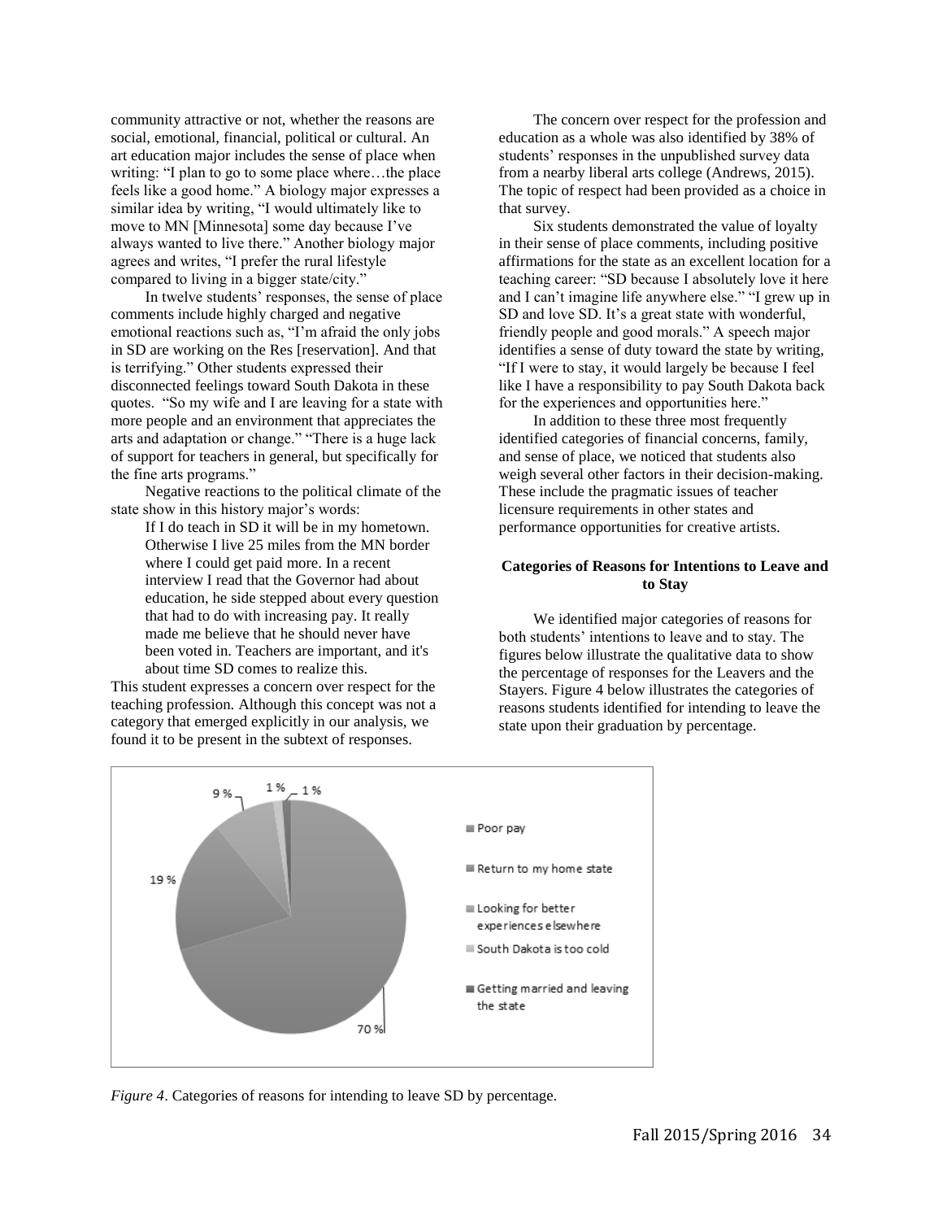community attractive or not, whether the reasons are social, emotional, financial, political or cultural. An art education major includes the sense of place when writing: "I plan to go to some place where…the place feels like a good home." A biology major expresses a similar idea by writing, "I would ultimately like to move to MN [Minnesota] some day because I've always wanted to live there." Another biology major agrees and writes, "I prefer the rural lifestyle compared to living in a bigger state/city."

In twelve students' responses, the sense of place comments include highly charged and negative emotional reactions such as, "I'm afraid the only jobs in SD are working on the Res [reservation]. And that is terrifying." Other students expressed their disconnected feelings toward South Dakota in these quotes. "So my wife and I are leaving for a state with more people and an environment that appreciates the arts and adaptation or change." "There is a huge lack of support for teachers in general, but specifically for the fine arts programs."

Negative reactions to the political climate of the state show in this history major's words:

> If I do teach in SD it will be in my hometown. Otherwise I live 25 miles from the MN border where I could get paid more. In a recent interview I read that the Governor had about education, he side stepped about every question that had to do with increasing pay. It really made me believe that he should never have been voted in. Teachers are important, and it's about time SD comes to realize this.

This student expresses a concern over respect for the teaching profession. Although this concept was not a category that emerged explicitly in our analysis, we found it to be present in the subtext of responses.

The concern over respect for the profession and education as a whole was also identified by 38% of students' responses in the unpublished survey data from a nearby liberal arts college (Andrews, 2015). The topic of respect had been provided as a choice in that survey.

Six students demonstrated the value of loyalty in their sense of place comments, including positive affirmations for the state as an excellent location for a teaching career: "SD because I absolutely love it here and I can't imagine life anywhere else." "I grew up in SD and love SD. It's a great state with wonderful, friendly people and good morals." A speech major identifies a sense of duty toward the state by writing, "If I were to stay, it would largely be because I feel like I have a responsibility to pay South Dakota back for the experiences and opportunities here."

In addition to these three most frequently identified categories of financial concerns, family, and sense of place, we noticed that students also weigh several other factors in their decision-making. These include the pragmatic issues of teacher licensure requirements in other states and performance opportunities for creative artists.

**Categories of Reasons for Intentions to Leave and to Stay**

We identified major categories of reasons for both students' intentions to leave and to stay. The figures below illustrate the qualitative data to show the percentage of responses for the Leavers and the Stayers. Figure 4 below illustrates the categories of reasons students identified for intending to leave the state upon their graduation by percentage.

| Category | Percentage |
|---|---|
| Poor pay | 70 % |
| Return to my home state | 19 % |
| Looking for better experiences elsewhere | 9 % |
| South Dakota is too cold | 1 % |
| Getting married and leaving the state | 1 % |

*Figure 4*. Categories of reasons for intending to leave SD by percentage.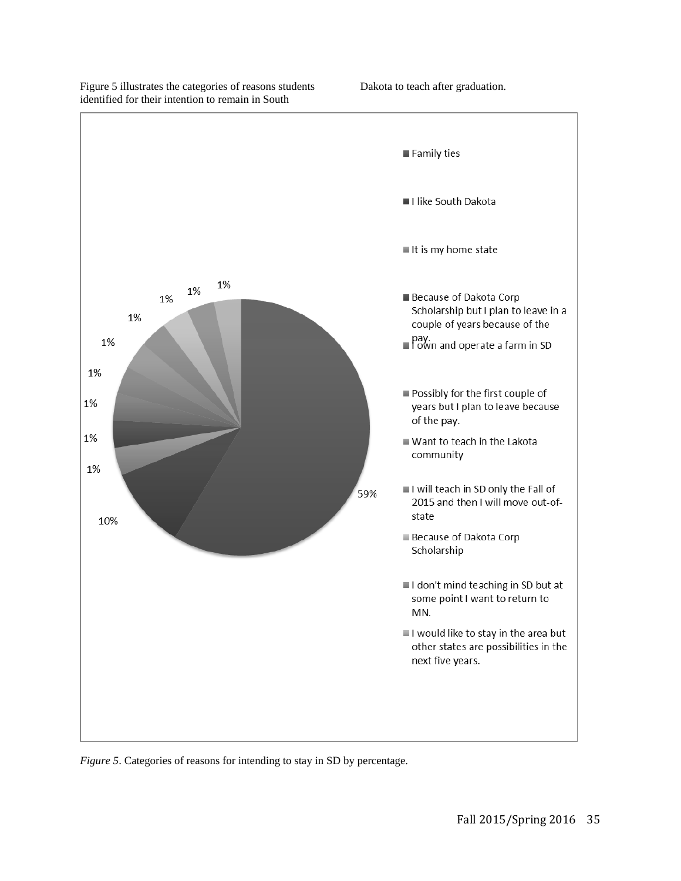Figure 5 illustrates the categories of reasons students identified for their intention to remain in South Dakota to teach after graduation.

| Category | Percentage |
|---|---|
| Family ties | 59% |
| I like South Dakota | 10% |
| It is my home state | 1% |
| Because of Dakota Corp Scholarship but I plan to leave in a couple of years because of the pay. | 1% |
| I own and operate a farm in SD | 1% |
| Possibly for the first couple of years but I plan to leave because of the pay. | 1% |
| Want to teach in the Lakota community | 1% |
| I will teach in SD only the Fall of 2015 and then I will move out-of-state | 1% |
| Because of Dakota Corp Scholarship | 1% |
| I don't mind teaching in SD but at some point I want to return to MN. | 1% |
| I would like to stay in the area but other states are possibilities in the next five years. | 1% |

*Figure 5*. Categories of reasons for intending to stay in SD by percentage.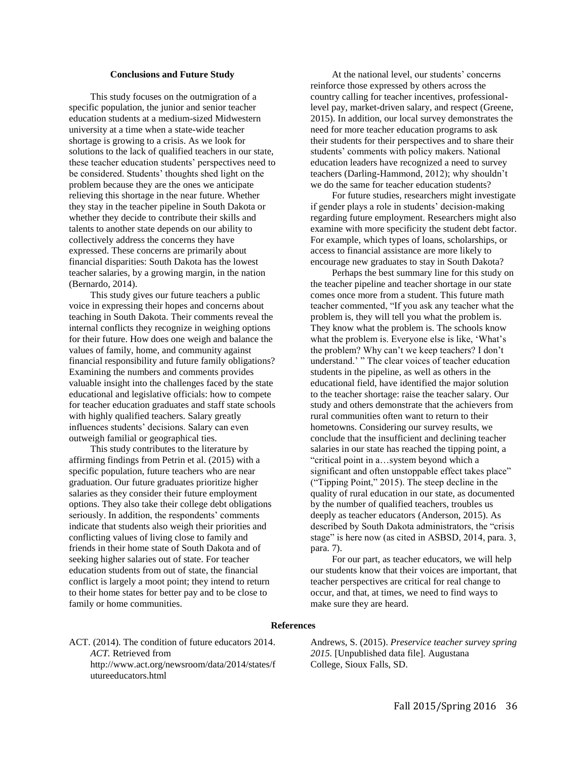## Conclusions and Future Study

This study focuses on the outmigration of a specific population, the junior and senior teacher education students at a medium-sized Midwestern university at a time when a state-wide teacher shortage is growing to a crisis. As we look for solutions to the lack of qualified teachers in our state, these teacher education students' perspectives need to be considered. Students' thoughts shed light on the problem because they are the ones we anticipate relieving this shortage in the near future. Whether they stay in the teacher pipeline in South Dakota or whether they decide to contribute their skills and talents to another state depends on our ability to collectively address the concerns they have expressed. These concerns are primarily about financial disparities: South Dakota has the lowest teacher salaries, by a growing margin, in the nation (Bernardo, 2014).

This study gives our future teachers a public voice in expressing their hopes and concerns about teaching in South Dakota. Their comments reveal the internal conflicts they recognize in weighing options for their future. How does one weigh and balance the values of family, home, and community against financial responsibility and future family obligations? Examining the numbers and comments provides valuable insight into the challenges faced by the state educational and legislative officials: how to compete for teacher education graduates and staff state schools with highly qualified teachers. Salary greatly influences students' decisions. Salary can even outweigh familial or geographical ties.

This study contributes to the literature by affirming findings from Petrin et al. (2015) with a specific population, future teachers who are near graduation. Our future graduates prioritize higher salaries as they consider their future employment options. They also take their college debt obligations seriously. In addition, the respondents' comments indicate that students also weigh their priorities and conflicting values of living close to family and friends in their home state of South Dakota and of seeking higher salaries out of state. For teacher education students from out of state, the financial conflict is largely a moot point; they intend to return to their home states for better pay and to be close to family or home communities.

At the national level, our students' concerns reinforce those expressed by others across the country calling for teacher incentives, professional-level pay, market-driven salary, and respect (Greene, 2015). In addition, our local survey demonstrates the need for more teacher education programs to ask their students for their perspectives and to share their students' comments with policy makers. National education leaders have recognized a need to survey teachers (Darling-Hammond, 2012); why shouldn't we do the same for teacher education students?

For future studies, researchers might investigate if gender plays a role in students' decision-making regarding future employment. Researchers might also examine with more specificity the student debt factor. For example, which types of loans, scholarships, or access to financial assistance are more likely to encourage new graduates to stay in South Dakota?

Perhaps the best summary line for this study on the teacher pipeline and teacher shortage in our state comes once more from a student. This future math teacher commented, "If you ask any teacher what the problem is, they will tell you what the problem is. They know what the problem is. The schools know what the problem is. Everyone else is like, 'What's the problem? Why can't we keep teachers? I don't understand.' " The clear voices of teacher education students in the pipeline, as well as others in the educational field, have identified the major solution to the teacher shortage: raise the teacher salary. Our study and others demonstrate that the achievers from rural communities often want to return to their hometowns. Considering our survey results, we conclude that the insufficient and declining teacher salaries in our state has reached the tipping point, a "critical point in a…system beyond which a significant and often unstoppable effect takes place" ("Tipping Point," 2015). The steep decline in the quality of rural education in our state, as documented by the number of qualified teachers, troubles us deeply as teacher educators (Anderson, 2015). As described by South Dakota administrators, the "crisis stage" is here now (as cited in ASBSD, 2014, para. 3, para. 7).

For our part, as teacher educators, we will help our students know that their voices are important, that teacher perspectives are critical for real change to occur, and that, at times, we need to find ways to make sure they are heard.

## References

ACT. (2014). The condition of future educators 2014. *ACT.* Retrieved from http://www.act.org/newsroom/data/2014/states/futureeducators.html

Andrews, S. (2015). *Preservice teacher survey spring 2015.* [Unpublished data file]. Augustana College, Sioux Falls, SD.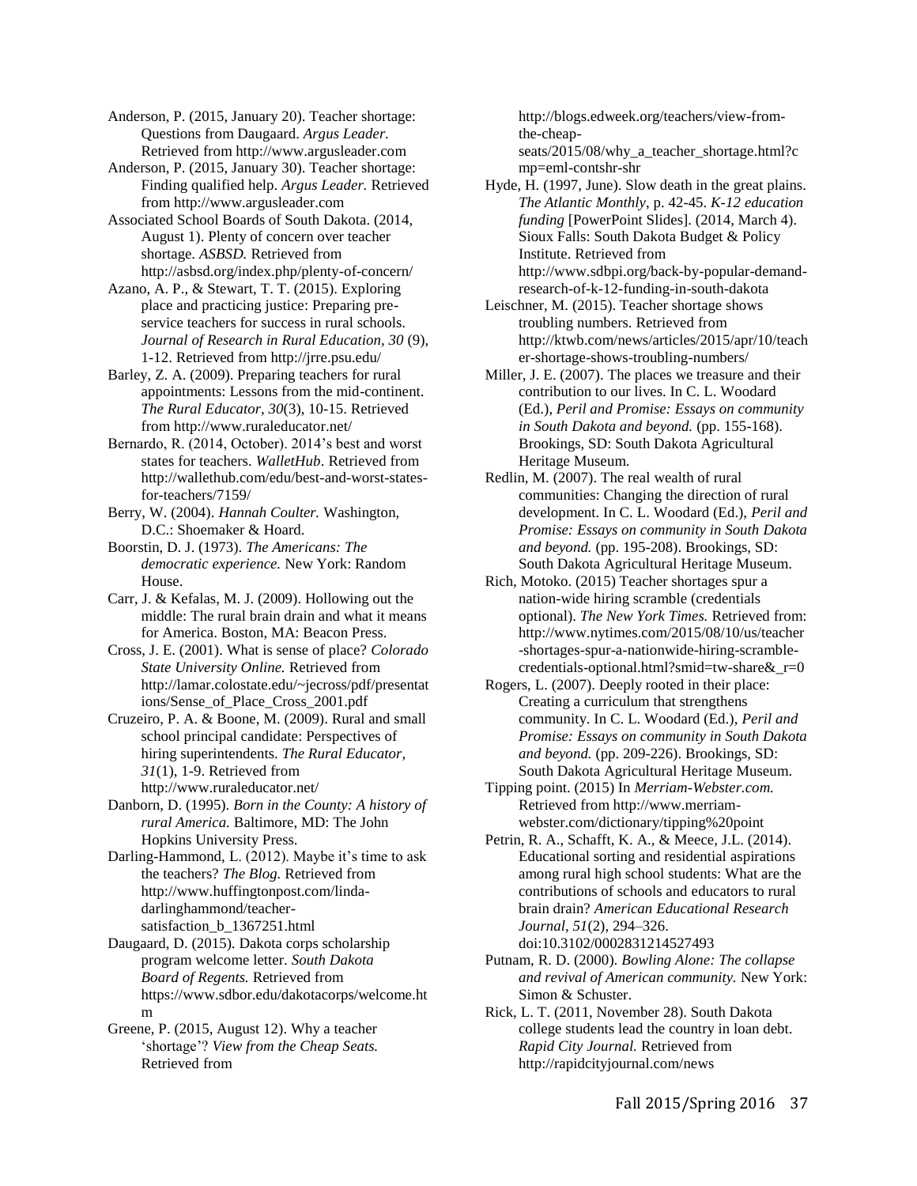Anderson, P. (2015, January 20). Teacher shortage: Questions from Daugaard. *Argus Leader.* Retrieved from http://www.argusleader.com

Anderson, P. (2015, January 30). Teacher shortage: Finding qualified help. *Argus Leader.* Retrieved from http://www.argusleader.com

Associated School Boards of South Dakota. (2014, August 1). Plenty of concern over teacher shortage. *ASBSD.* Retrieved from http://asbsd.org/index.php/plenty-of-concern/

Azano, A. P., & Stewart, T. T. (2015). Exploring place and practicing justice: Preparing pre-service teachers for success in rural schools. *Journal of Research in Rural Education, 30* (9), 1-12. Retrieved from http://jrre.psu.edu/

Barley, Z. A. (2009). Preparing teachers for rural appointments: Lessons from the mid-continent. *The Rural Educator, 30*(3), 10-15. Retrieved from http://www.ruraleducator.net/

Bernardo, R. (2014, October). 2014's best and worst states for teachers. *WalletHub*. Retrieved from http://wallethub.com/edu/best-and-worst-states-for-teachers/7159/

Berry, W. (2004). *Hannah Coulter.* Washington, D.C.: Shoemaker & Hoard.

Boorstin, D. J. (1973). *The Americans: The democratic experience.* New York: Random House.

Carr, J. & Kefalas, M. J. (2009). Hollowing out the middle: The rural brain drain and what it means for America. Boston, MA: Beacon Press.

Cross, J. E. (2001). What is sense of place? *Colorado State University Online.* Retrieved from http://lamar.colostate.edu/~jecross/pdf/presentations/Sense_of_Place_Cross_2001.pdf

Cruzeiro, P. A. & Boone, M. (2009). Rural and small school principal candidate: Perspectives of hiring superintendents. *The Rural Educator, 31*(1), 1-9. Retrieved from http://www.ruraleducator.net/

Danborn, D. (1995). *Born in the County: A history of rural America.* Baltimore, MD: The John Hopkins University Press.

Darling-Hammond, L. (2012). Maybe it's time to ask the teachers? *The Blog.* Retrieved from http://www.huffingtonpost.com/linda-darlinghammond/teacher-satisfaction_b_1367251.html

Daugaard, D. (2015). Dakota corps scholarship program welcome letter. *South Dakota Board of Regents.* Retrieved from https://www.sdbor.edu/dakotacorps/welcome.htm

Greene, P. (2015, August 12). Why a teacher 'shortage'? *View from the Cheap Seats.* Retrieved from http://blogs.edweek.org/teachers/view-from-the-cheap-seats/2015/08/why_a_teacher_shortage.html?cmp=eml-contshr-shr

Hyde, H. (1997, June). Slow death in the great plains. *The Atlantic Monthly*, p. 42-45. *K-12 education funding* [PowerPoint Slides]. (2014, March 4). Sioux Falls: South Dakota Budget & Policy Institute. Retrieved from http://www.sdbpi.org/back-by-popular-demand-research-of-k-12-funding-in-south-dakota

Leischner, M. (2015). Teacher shortage shows troubling numbers. Retrieved from http://ktwb.com/news/articles/2015/apr/10/teacher-shortage-shows-troubling-numbers/

Miller, J. E. (2007). The places we treasure and their contribution to our lives. In C. L. Woodard (Ed.), *Peril and Promise: Essays on community in South Dakota and beyond.* (pp. 155-168). Brookings, SD: South Dakota Agricultural Heritage Museum.

Redlin, M. (2007). The real wealth of rural communities: Changing the direction of rural development. In C. L. Woodard (Ed.), *Peril and Promise: Essays on community in South Dakota and beyond.* (pp. 195-208). Brookings, SD: South Dakota Agricultural Heritage Museum.

Rich, Motoko. (2015) Teacher shortages spur a nation-wide hiring scramble (credentials optional). *The New York Times.* Retrieved from: http://www.nytimes.com/2015/08/10/us/teacher-shortages-spur-a-nationwide-hiring-scramble-credentials-optional.html?smid=tw-share&_r=0

Rogers, L. (2007). Deeply rooted in their place: Creating a curriculum that strengthens community. In C. L. Woodard (Ed.), *Peril and Promise: Essays on community in South Dakota and beyond.* (pp. 209-226). Brookings, SD: South Dakota Agricultural Heritage Museum.

Tipping point. (2015) In *Merriam-Webster.com.* Retrieved from http://www.merriam-webster.com/dictionary/tipping%20point

Petrin, R. A., Schafft, K. A., & Meece, J.L. (2014). Educational sorting and residential aspirations among rural high school students: What are the contributions of schools and educators to rural brain drain? *American Educational Research Journal*, *51*(2), 294–326. doi:10.3102/0002831214527493

Putnam, R. D. (2000). *Bowling Alone: The collapse and revival of American community.* New York: Simon & Schuster.

Rick, L. T. (2011, November 28). South Dakota college students lead the country in loan debt. *Rapid City Journal.* Retrieved from http://rapidcityjournal.com/news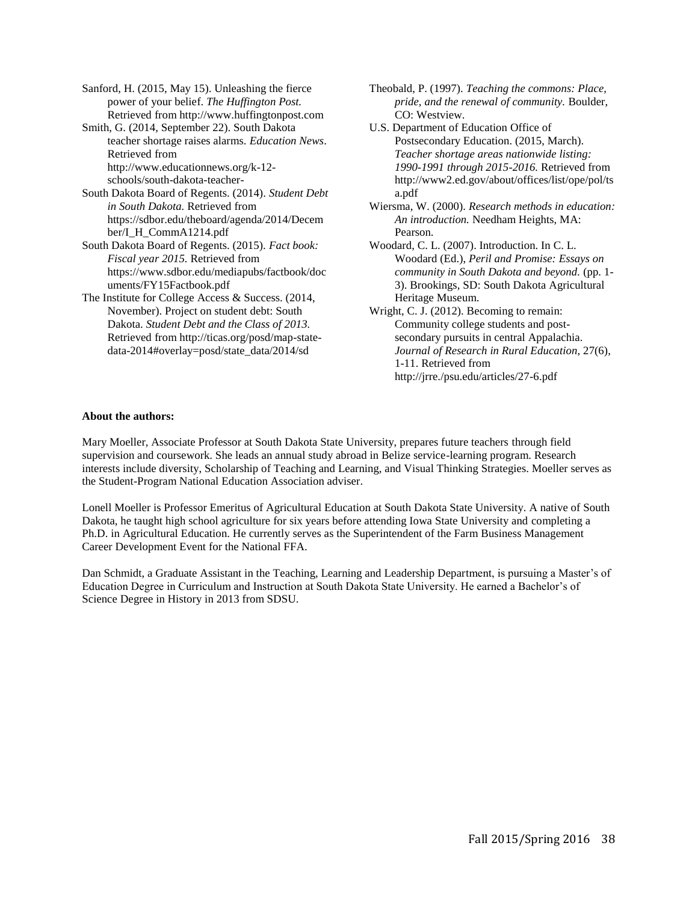Sanford, H. (2015, May 15). Unleashing the fierce power of your belief. *The Huffington Post.* Retrieved from http://www.huffingtonpost.com

Smith, G. (2014, September 22). South Dakota teacher shortage raises alarms. *Education News*. Retrieved from http://www.educationnews.org/k-12-schools/south-dakota-teacher-

South Dakota Board of Regents. (2014). *Student Debt in South Dakota.* Retrieved from https://sdbor.edu/theboard/agenda/2014/December/I_H_CommA1214.pdf

South Dakota Board of Regents. (2015). *Fact book: Fiscal year 2015.* Retrieved from https://www.sdbor.edu/mediapubs/factbook/documents/FY15Factbook.pdf

The Institute for College Access & Success. (2014, November). Project on student debt: South Dakota. *Student Debt and the Class of 2013.* Retrieved from http://ticas.org/posd/map-state-data-2014#overlay=posd/state_data/2014/sd

Theobald, P. (1997). *Teaching the commons: Place, pride, and the renewal of community.* Boulder, CO: Westview.

U.S. Department of Education Office of Postsecondary Education. (2015, March). *Teacher shortage areas nationwide listing: 1990-1991 through 2015-2016.* Retrieved from http://www2.ed.gov/about/offices/list/ope/pol/tsa.pdf

Wiersma, W. (2000). *Research methods in education: An introduction.* Needham Heights, MA: Pearson.

Woodard, C. L. (2007). Introduction. In C. L. Woodard (Ed.), *Peril and Promise: Essays on community in South Dakota and beyond.* (pp. 1-3). Brookings, SD: South Dakota Agricultural Heritage Museum.

Wright, C. J. (2012). Becoming to remain: Community college students and post-secondary pursuits in central Appalachia. *Journal of Research in Rural Education,* 27(6), 1-11. Retrieved from http://jrre./psu.edu/articles/27-6.pdf

**About the authors:**

Mary Moeller, Associate Professor at South Dakota State University, prepares future teachers through field supervision and coursework. She leads an annual study abroad in Belize service-learning program. Research interests include diversity, Scholarship of Teaching and Learning, and Visual Thinking Strategies. Moeller serves as the Student-Program National Education Association adviser.

Lonell Moeller is Professor Emeritus of Agricultural Education at South Dakota State University. A native of South Dakota, he taught high school agriculture for six years before attending Iowa State University and completing a Ph.D. in Agricultural Education. He currently serves as the Superintendent of the Farm Business Management Career Development Event for the National FFA.

Dan Schmidt, a Graduate Assistant in the Teaching, Learning and Leadership Department, is pursuing a Master's of Education Degree in Curriculum and Instruction at South Dakota State University. He earned a Bachelor's of Science Degree in History in 2013 from SDSU.